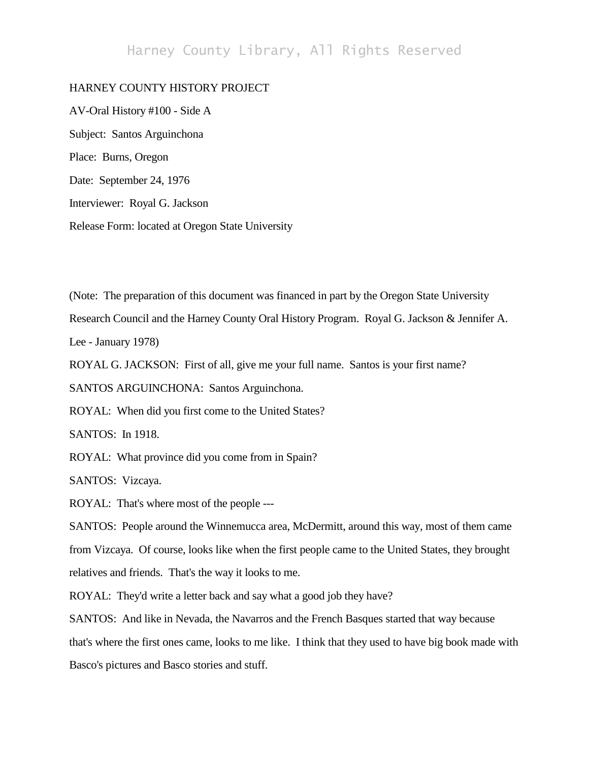HARNEY COUNTY HISTORY PROJECT

AV-Oral History #100 - Side A

Subject: Santos Arguinchona

Place: Burns, Oregon

Date: September 24, 1976

Interviewer: Royal G. Jackson

Release Form: located at Oregon State University

(Note: The preparation of this document was financed in part by the Oregon State University Research Council and the Harney County Oral History Program. Royal G. Jackson & Jennifer A. Lee - January 1978)

ROYAL G. JACKSON: First of all, give me your full name. Santos is your first name?

SANTOS ARGUINCHONA: Santos Arguinchona.

ROYAL: When did you first come to the United States?

SANTOS: In 1918.

ROYAL: What province did you come from in Spain?

SANTOS: Vizcaya.

ROYAL: That's where most of the people ---

SANTOS: People around the Winnemucca area, McDermitt, around this way, most of them came from Vizcaya. Of course, looks like when the first people came to the United States, they brought relatives and friends. That's the way it looks to me.

ROYAL: They'd write a letter back and say what a good job they have?

SANTOS: And like in Nevada, the Navarros and the French Basques started that way because that's where the first ones came, looks to me like. I think that they used to have big book made with Basco's pictures and Basco stories and stuff.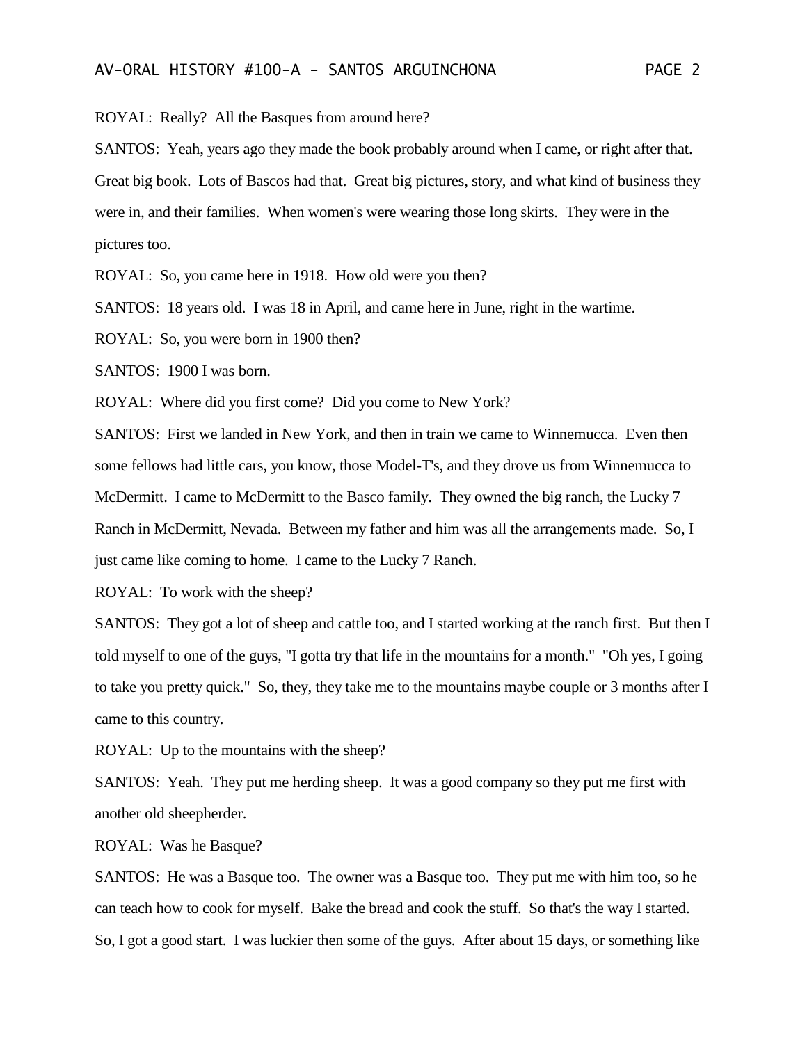ROYAL: Really? All the Basques from around here?

SANTOS: Yeah, years ago they made the book probably around when I came, or right after that. Great big book. Lots of Bascos had that. Great big pictures, story, and what kind of business they were in, and their families. When women's were wearing those long skirts. They were in the pictures too.

ROYAL: So, you came here in 1918. How old were you then?

SANTOS: 18 years old. I was 18 in April, and came here in June, right in the wartime.

ROYAL: So, you were born in 1900 then?

SANTOS: 1900 I was born.

ROYAL: Where did you first come? Did you come to New York?

SANTOS: First we landed in New York, and then in train we came to Winnemucca. Even then some fellows had little cars, you know, those Model-T's, and they drove us from Winnemucca to McDermitt. I came to McDermitt to the Basco family. They owned the big ranch, the Lucky 7 Ranch in McDermitt, Nevada. Between my father and him was all the arrangements made. So, I just came like coming to home. I came to the Lucky 7 Ranch.

ROYAL: To work with the sheep?

SANTOS: They got a lot of sheep and cattle too, and I started working at the ranch first. But then I told myself to one of the guys, "I gotta try that life in the mountains for a month." "Oh yes, I going to take you pretty quick." So, they, they take me to the mountains maybe couple or 3 months after I came to this country.

ROYAL: Up to the mountains with the sheep?

SANTOS: Yeah. They put me herding sheep. It was a good company so they put me first with another old sheepherder.

ROYAL: Was he Basque?

SANTOS: He was a Basque too. The owner was a Basque too. They put me with him too, so he can teach how to cook for myself. Bake the bread and cook the stuff. So that's the way I started. So, I got a good start. I was luckier then some of the guys. After about 15 days, or something like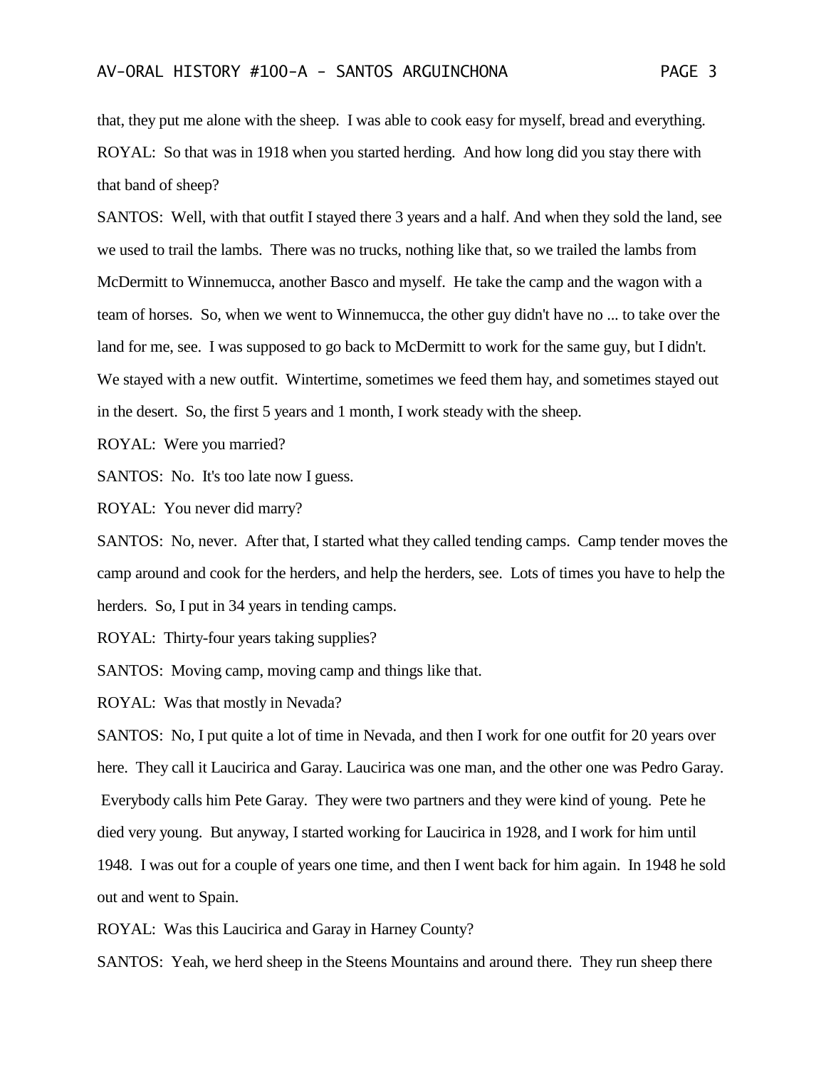that, they put me alone with the sheep. I was able to cook easy for myself, bread and everything.

ROYAL: So that was in 1918 when you started herding. And how long did you stay there with that band of sheep?

SANTOS: Well, with that outfit I stayed there 3 years and a half. And when they sold the land, see we used to trail the lambs. There was no trucks, nothing like that, so we trailed the lambs from McDermitt to Winnemucca, another Basco and myself. He take the camp and the wagon with a team of horses. So, when we went to Winnemucca, the other guy didn't have no ... to take over the land for me, see. I was supposed to go back to McDermitt to work for the same guy, but I didn't. We stayed with a new outfit. Wintertime, sometimes we feed them hay, and sometimes stayed out in the desert. So, the first 5 years and 1 month, I work steady with the sheep.

ROYAL: Were you married?

SANTOS: No. It's too late now I guess.

ROYAL: You never did marry?

SANTOS: No, never. After that, I started what they called tending camps. Camp tender moves the camp around and cook for the herders, and help the herders, see. Lots of times you have to help the herders. So, I put in 34 years in tending camps.

ROYAL: Thirty-four years taking supplies?

SANTOS: Moving camp, moving camp and things like that.

ROYAL: Was that mostly in Nevada?

SANTOS: No, I put quite a lot of time in Nevada, and then I work for one outfit for 20 years over here. They call it Laucirica and Garay. Laucirica was one man, and the other one was Pedro Garay. Everybody calls him Pete Garay. They were two partners and they were kind of young. Pete he died very young. But anyway, I started working for Laucirica in 1928, and I work for him until 1948. I was out for a couple of years one time, and then I went back for him again. In 1948 he sold out and went to Spain.

ROYAL: Was this Laucirica and Garay in Harney County?

SANTOS: Yeah, we herd sheep in the Steens Mountains and around there. They run sheep there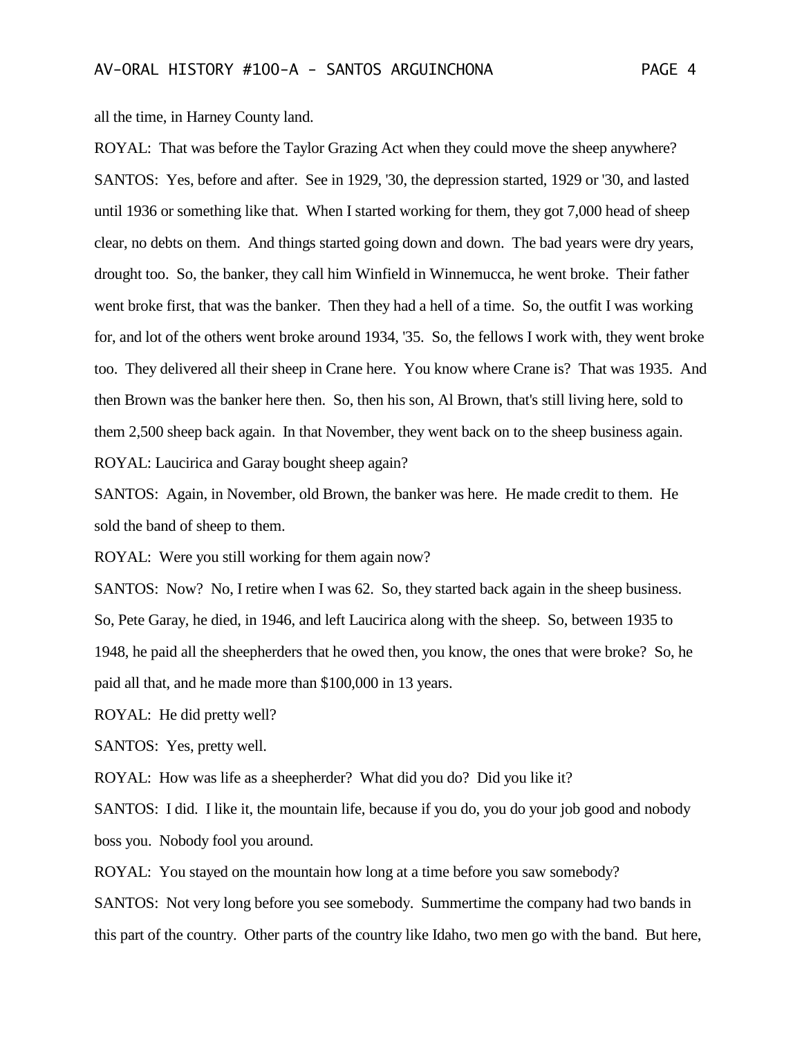all the time, in Harney County land.

ROYAL: That was before the Taylor Grazing Act when they could move the sheep anywhere?

SANTOS: Yes, before and after. See in 1929, '30, the depression started, 1929 or '30, and lasted until 1936 or something like that. When I started working for them, they got 7,000 head of sheep clear, no debts on them. And things started going down and down. The bad years were dry years, drought too. So, the banker, they call him Winfield in Winnemucca, he went broke. Their father went broke first, that was the banker. Then they had a hell of a time. So, the outfit I was working for, and lot of the others went broke around 1934, '35. So, the fellows I work with, they went broke too. They delivered all their sheep in Crane here. You know where Crane is? That was 1935. And then Brown was the banker here then. So, then his son, Al Brown, that's still living here, sold to them 2,500 sheep back again. In that November, they went back on to the sheep business again.

ROYAL: Laucirica and Garay bought sheep again?

SANTOS: Again, in November, old Brown, the banker was here. He made credit to them. He sold the band of sheep to them.

ROYAL: Were you still working for them again now?

SANTOS: Now? No, I retire when I was 62. So, they started back again in the sheep business. So, Pete Garay, he died, in 1946, and left Laucirica along with the sheep. So, between 1935 to 1948, he paid all the sheepherders that he owed then, you know, the ones that were broke? So, he paid all that, and he made more than $100,000 in 13 years.

ROYAL: He did pretty well?

SANTOS: Yes, pretty well.

ROYAL: How was life as a sheepherder? What did you do? Did you like it?

SANTOS: I did. I like it, the mountain life, because if you do, you do your job good and nobody boss you. Nobody fool you around.

ROYAL: You stayed on the mountain how long at a time before you saw somebody?

SANTOS: Not very long before you see somebody. Summertime the company had two bands in this part of the country. Other parts of the country like Idaho, two men go with the band. But here,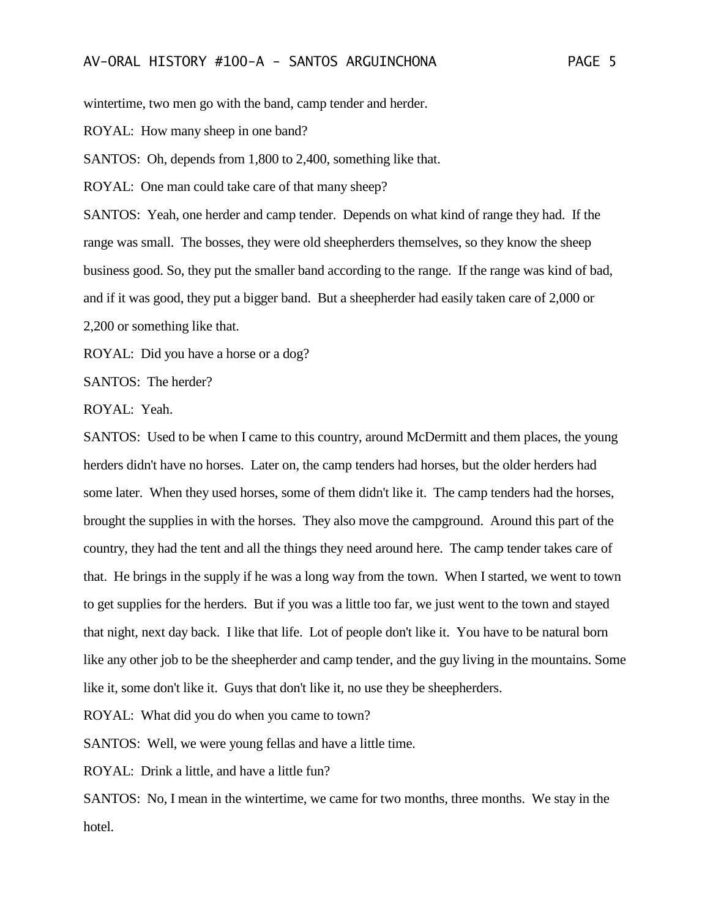wintertime, two men go with the band, camp tender and herder.

ROYAL: How many sheep in one band?

SANTOS: Oh, depends from 1,800 to 2,400, something like that.

ROYAL: One man could take care of that many sheep?

SANTOS: Yeah, one herder and camp tender. Depends on what kind of range they had. If the range was small. The bosses, they were old sheepherders themselves, so they know the sheep business good. So, they put the smaller band according to the range. If the range was kind of bad, and if it was good, they put a bigger band. But a sheepherder had easily taken care of 2,000 or 2,200 or something like that.

ROYAL: Did you have a horse or a dog?

SANTOS: The herder?

ROYAL: Yeah.

SANTOS: Used to be when I came to this country, around McDermitt and them places, the young herders didn't have no horses. Later on, the camp tenders had horses, but the older herders had some later. When they used horses, some of them didn't like it. The camp tenders had the horses, brought the supplies in with the horses. They also move the campground. Around this part of the country, they had the tent and all the things they need around here. The camp tender takes care of that. He brings in the supply if he was a long way from the town. When I started, we went to town to get supplies for the herders. But if you was a little too far, we just went to the town and stayed that night, next day back. I like that life. Lot of people don't like it. You have to be natural born like any other job to be the sheepherder and camp tender, and the guy living in the mountains. Some like it, some don't like it. Guys that don't like it, no use they be sheepherders.

ROYAL: What did you do when you came to town?

SANTOS: Well, we were young fellas and have a little time.

ROYAL: Drink a little, and have a little fun?

SANTOS: No, I mean in the wintertime, we came for two months, three months. We stay in the hotel.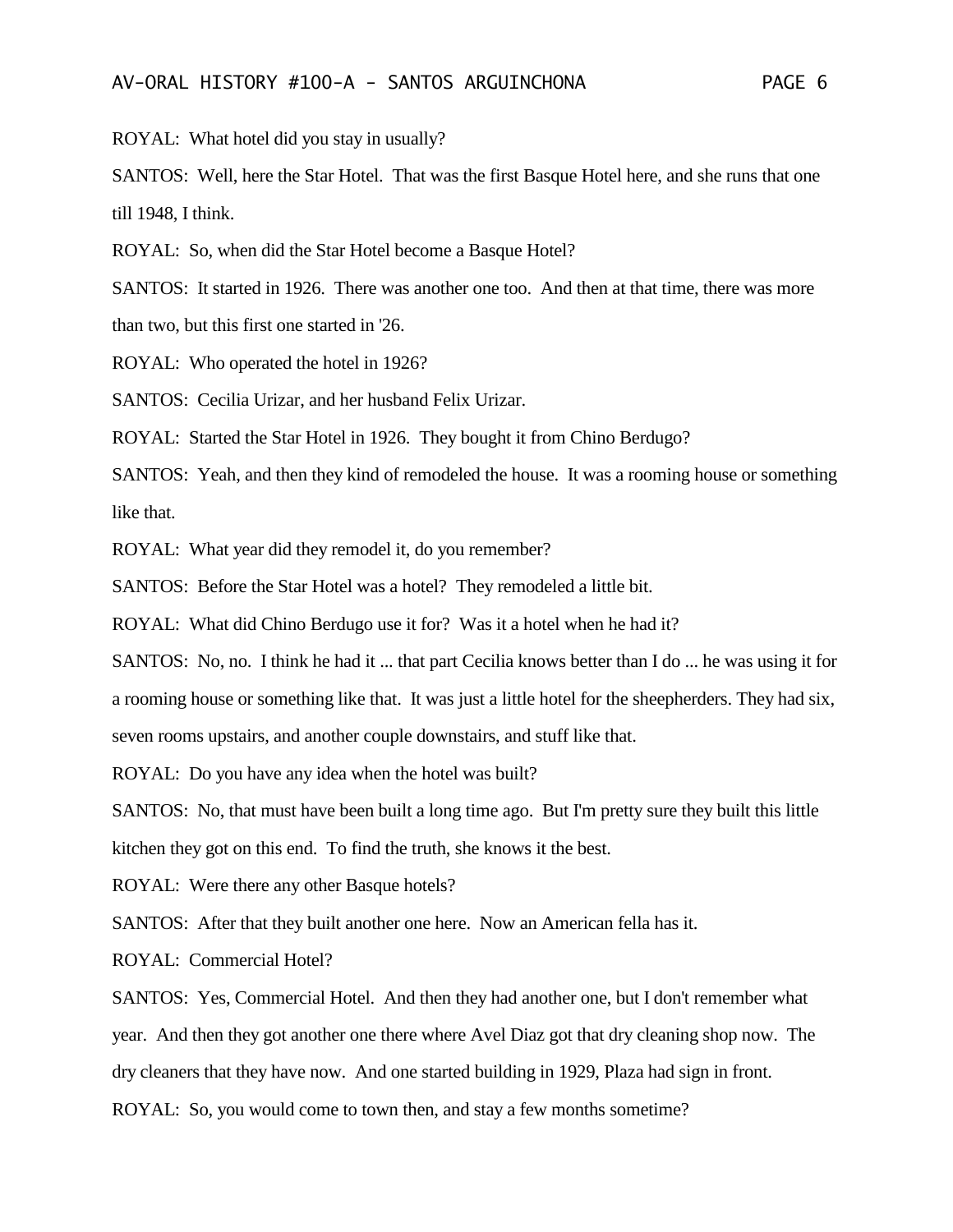ROYAL: What hotel did you stay in usually?

SANTOS: Well, here the Star Hotel. That was the first Basque Hotel here, and she runs that one till 1948, I think.

ROYAL: So, when did the Star Hotel become a Basque Hotel?

SANTOS: It started in 1926. There was another one too. And then at that time, there was more than two, but this first one started in '26.

ROYAL: Who operated the hotel in 1926?

SANTOS: Cecilia Urizar, and her husband Felix Urizar.

ROYAL: Started the Star Hotel in 1926. They bought it from Chino Berdugo?

SANTOS: Yeah, and then they kind of remodeled the house. It was a rooming house or something like that.

ROYAL: What year did they remodel it, do you remember?

SANTOS: Before the Star Hotel was a hotel? They remodeled a little bit.

ROYAL: What did Chino Berdugo use it for? Was it a hotel when he had it?

SANTOS: No, no. I think he had it ... that part Cecilia knows better than I do ... he was using it for a rooming house or something like that. It was just a little hotel for the sheepherders. They had six, seven rooms upstairs, and another couple downstairs, and stuff like that.

ROYAL: Do you have any idea when the hotel was built?

SANTOS: No, that must have been built a long time ago. But I'm pretty sure they built this little kitchen they got on this end. To find the truth, she knows it the best.

ROYAL: Were there any other Basque hotels?

SANTOS: After that they built another one here. Now an American fella has it.

ROYAL: Commercial Hotel?

SANTOS: Yes, Commercial Hotel. And then they had another one, but I don't remember what year. And then they got another one there where Avel Diaz got that dry cleaning shop now. The dry cleaners that they have now. And one started building in 1929, Plaza had sign in front.

ROYAL: So, you would come to town then, and stay a few months sometime?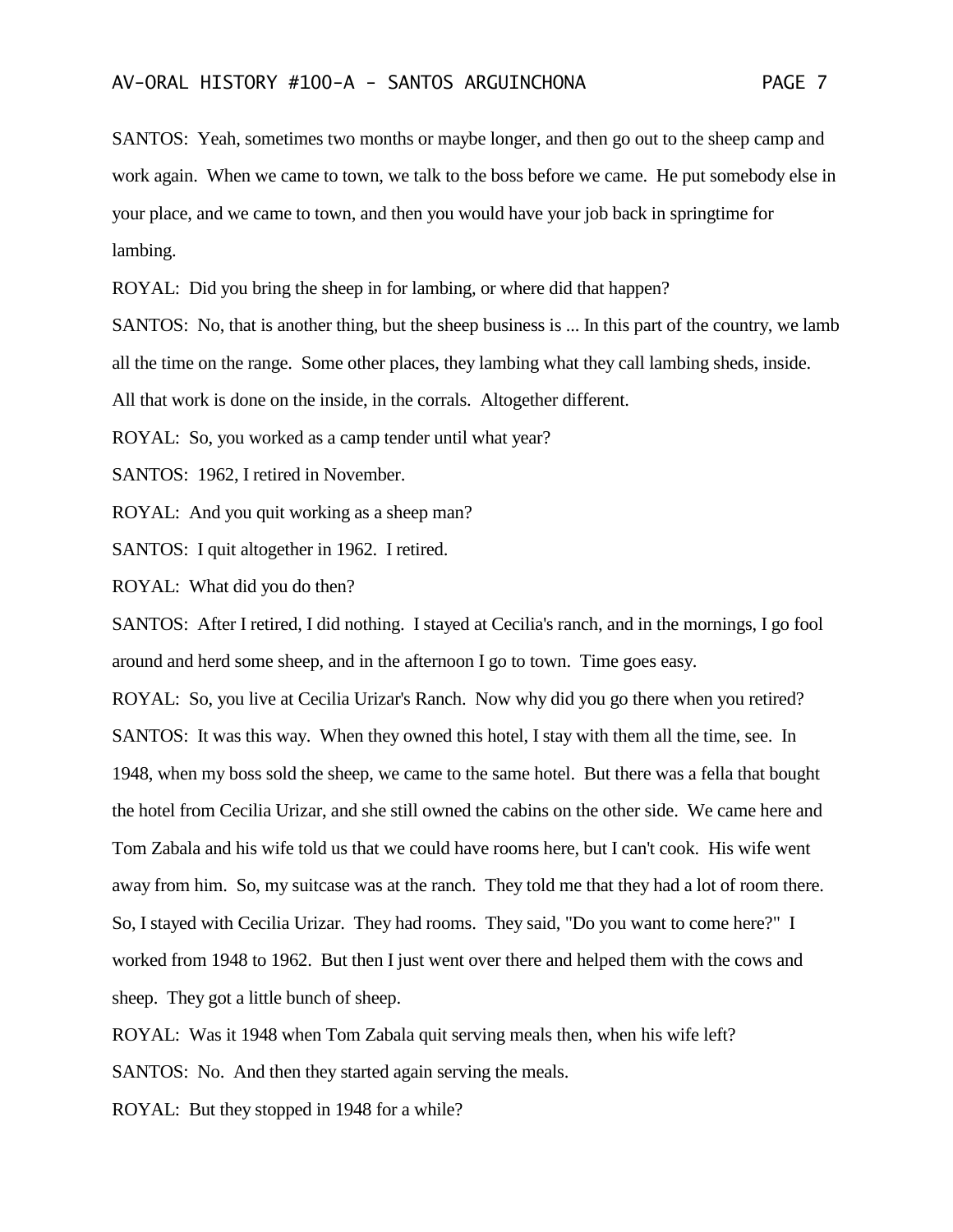SANTOS: Yeah, sometimes two months or maybe longer, and then go out to the sheep camp and work again. When we came to town, we talk to the boss before we came. He put somebody else in your place, and we came to town, and then you would have your job back in springtime for lambing.

ROYAL: Did you bring the sheep in for lambing, or where did that happen?

SANTOS: No, that is another thing, but the sheep business is ... In this part of the country, we lamb all the time on the range. Some other places, they lambing what they call lambing sheds, inside. All that work is done on the inside, in the corrals. Altogether different.

ROYAL: So, you worked as a camp tender until what year?

SANTOS: 1962, I retired in November.

ROYAL: And you quit working as a sheep man?

SANTOS: I quit altogether in 1962. I retired.

ROYAL: What did you do then?

SANTOS: After I retired, I did nothing. I stayed at Cecilia's ranch, and in the mornings, I go fool around and herd some sheep, and in the afternoon I go to town. Time goes easy.

ROYAL: So, you live at Cecilia Urizar's Ranch. Now why did you go there when you retired?

SANTOS: It was this way. When they owned this hotel, I stay with them all the time, see. In 1948, when my boss sold the sheep, we came to the same hotel. But there was a fella that bought the hotel from Cecilia Urizar, and she still owned the cabins on the other side. We came here and Tom Zabala and his wife told us that we could have rooms here, but I can't cook. His wife went away from him. So, my suitcase was at the ranch. They told me that they had a lot of room there. So, I stayed with Cecilia Urizar. They had rooms. They said, "Do you want to come here?" I worked from 1948 to 1962. But then I just went over there and helped them with the cows and sheep. They got a little bunch of sheep.

ROYAL: Was it 1948 when Tom Zabala quit serving meals then, when his wife left?

SANTOS: No. And then they started again serving the meals.

ROYAL: But they stopped in 1948 for a while?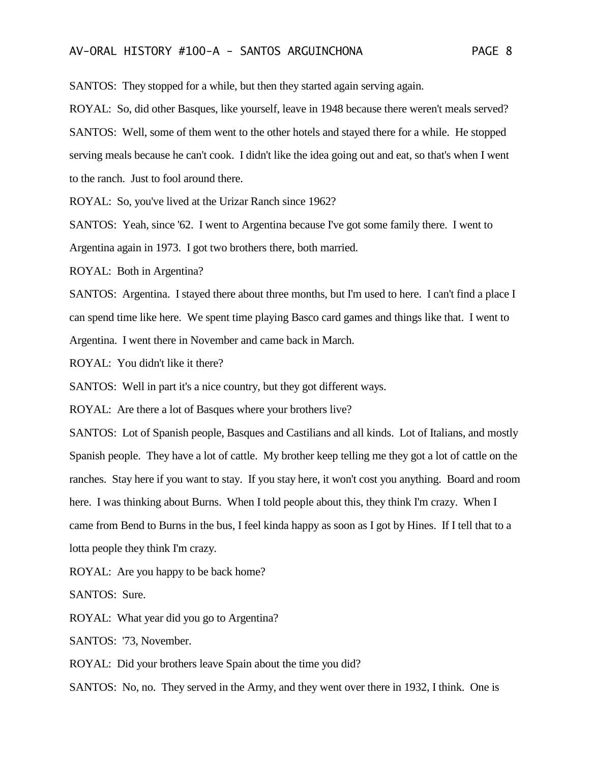SANTOS: They stopped for a while, but then they started again serving again.

ROYAL: So, did other Basques, like yourself, leave in 1948 because there weren't meals served?

SANTOS: Well, some of them went to the other hotels and stayed there for a while. He stopped serving meals because he can't cook. I didn't like the idea going out and eat, so that's when I went to the ranch. Just to fool around there.

ROYAL: So, you've lived at the Urizar Ranch since 1962?

SANTOS: Yeah, since '62. I went to Argentina because I've got some family there. I went to Argentina again in 1973. I got two brothers there, both married.

ROYAL: Both in Argentina?

SANTOS: Argentina. I stayed there about three months, but I'm used to here. I can't find a place I can spend time like here. We spent time playing Basco card games and things like that. I went to Argentina. I went there in November and came back in March.

ROYAL: You didn't like it there?

SANTOS: Well in part it's a nice country, but they got different ways.

ROYAL: Are there a lot of Basques where your brothers live?

SANTOS: Lot of Spanish people, Basques and Castilians and all kinds. Lot of Italians, and mostly Spanish people. They have a lot of cattle. My brother keep telling me they got a lot of cattle on the ranches. Stay here if you want to stay. If you stay here, it won't cost you anything. Board and room here. I was thinking about Burns. When I told people about this, they think I'm crazy. When I came from Bend to Burns in the bus, I feel kinda happy as soon as I got by Hines. If I tell that to a lotta people they think I'm crazy.

ROYAL: Are you happy to be back home?

SANTOS: Sure.

ROYAL: What year did you go to Argentina?

SANTOS: '73, November.

ROYAL: Did your brothers leave Spain about the time you did?

SANTOS: No, no. They served in the Army, and they went over there in 1932, I think. One is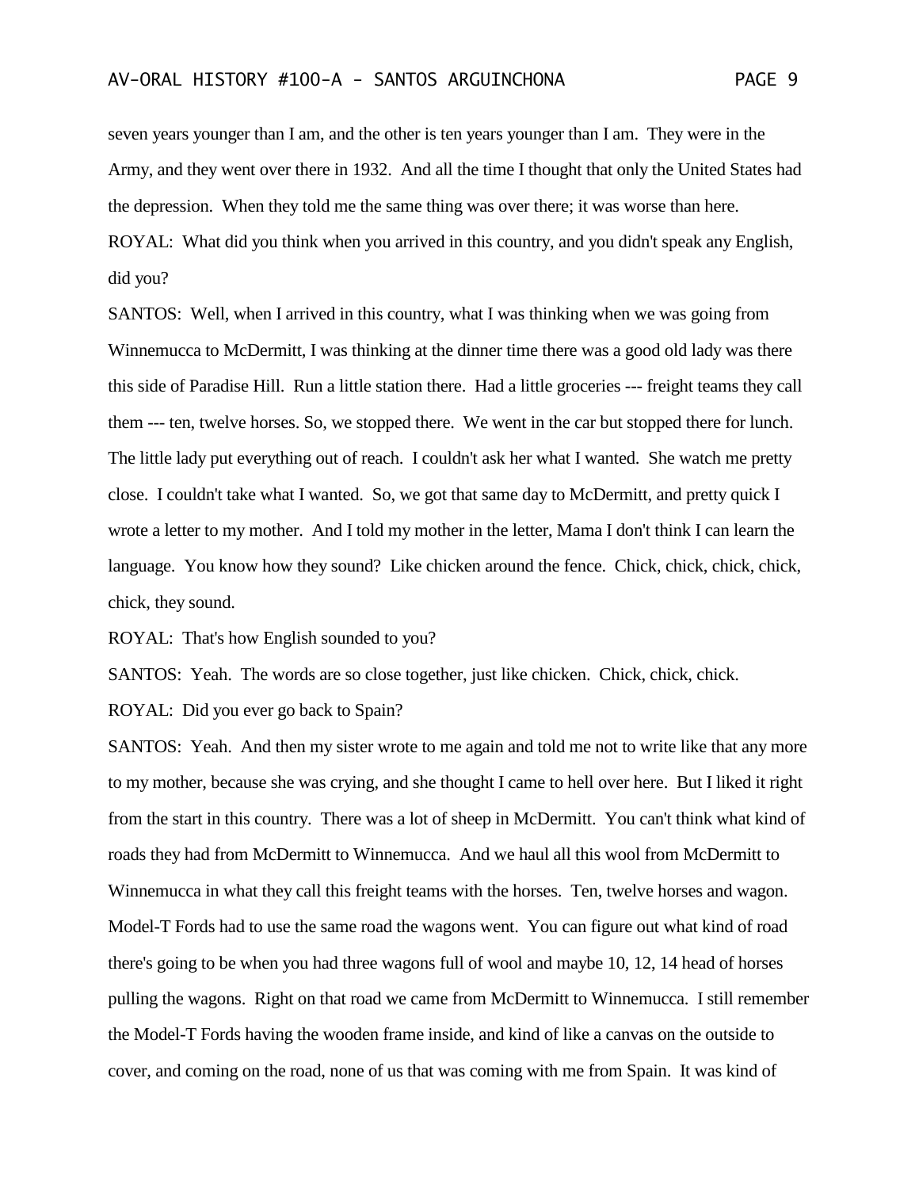seven years younger than I am, and the other is ten years younger than I am. They were in the Army, and they went over there in 1932. And all the time I thought that only the United States had the depression. When they told me the same thing was over there; it was worse than here.

ROYAL: What did you think when you arrived in this country, and you didn't speak any English, did you?

SANTOS: Well, when I arrived in this country, what I was thinking when we was going from Winnemucca to McDermitt, I was thinking at the dinner time there was a good old lady was there this side of Paradise Hill. Run a little station there. Had a little groceries --- freight teams they call them --- ten, twelve horses. So, we stopped there. We went in the car but stopped there for lunch. The little lady put everything out of reach. I couldn't ask her what I wanted. She watch me pretty close. I couldn't take what I wanted. So, we got that same day to McDermitt, and pretty quick I wrote a letter to my mother. And I told my mother in the letter, Mama I don't think I can learn the language. You know how they sound? Like chicken around the fence. Chick, chick, chick, chick, chick, they sound.

ROYAL: That's how English sounded to you?

SANTOS: Yeah. The words are so close together, just like chicken. Chick, chick, chick.

ROYAL: Did you ever go back to Spain?

SANTOS: Yeah. And then my sister wrote to me again and told me not to write like that any more to my mother, because she was crying, and she thought I came to hell over here. But I liked it right from the start in this country. There was a lot of sheep in McDermitt. You can't think what kind of roads they had from McDermitt to Winnemucca. And we haul all this wool from McDermitt to Winnemucca in what they call this freight teams with the horses. Ten, twelve horses and wagon. Model-T Fords had to use the same road the wagons went. You can figure out what kind of road there's going to be when you had three wagons full of wool and maybe 10, 12, 14 head of horses pulling the wagons. Right on that road we came from McDermitt to Winnemucca. I still remember the Model-T Fords having the wooden frame inside, and kind of like a canvas on the outside to cover, and coming on the road, none of us that was coming with me from Spain. It was kind of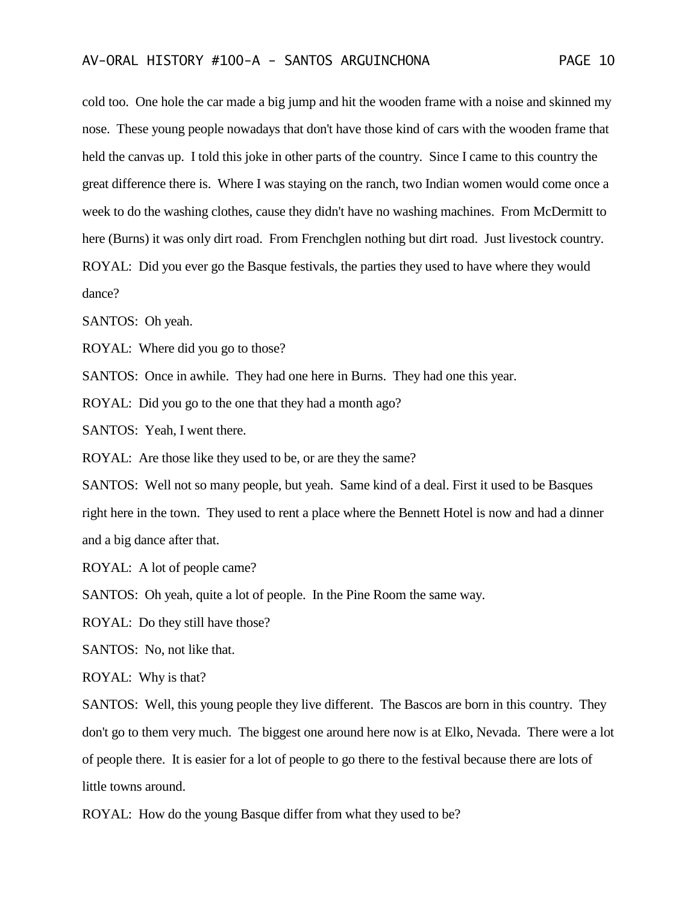cold too. One hole the car made a big jump and hit the wooden frame with a noise and skinned my nose. These young people nowadays that don't have those kind of cars with the wooden frame that held the canvas up. I told this joke in other parts of the country. Since I came to this country the great difference there is. Where I was staying on the ranch, two Indian women would come once a week to do the washing clothes, cause they didn't have no washing machines. From McDermitt to here (Burns) it was only dirt road. From Frenchglen nothing but dirt road. Just livestock country.

ROYAL: Did you ever go the Basque festivals, the parties they used to have where they would dance?

SANTOS: Oh yeah.

ROYAL: Where did you go to those?

SANTOS: Once in awhile. They had one here in Burns. They had one this year.

ROYAL: Did you go to the one that they had a month ago?

SANTOS: Yeah, I went there.

ROYAL: Are those like they used to be, or are they the same?

SANTOS: Well not so many people, but yeah. Same kind of a deal. First it used to be Basques right here in the town. They used to rent a place where the Bennett Hotel is now and had a dinner and a big dance after that.

ROYAL: A lot of people came?

SANTOS: Oh yeah, quite a lot of people. In the Pine Room the same way.

ROYAL: Do they still have those?

SANTOS: No, not like that.

ROYAL: Why is that?

SANTOS: Well, this young people they live different. The Bascos are born in this country. They don't go to them very much. The biggest one around here now is at Elko, Nevada. There were a lot of people there. It is easier for a lot of people to go there to the festival because there are lots of little towns around.

ROYAL: How do the young Basque differ from what they used to be?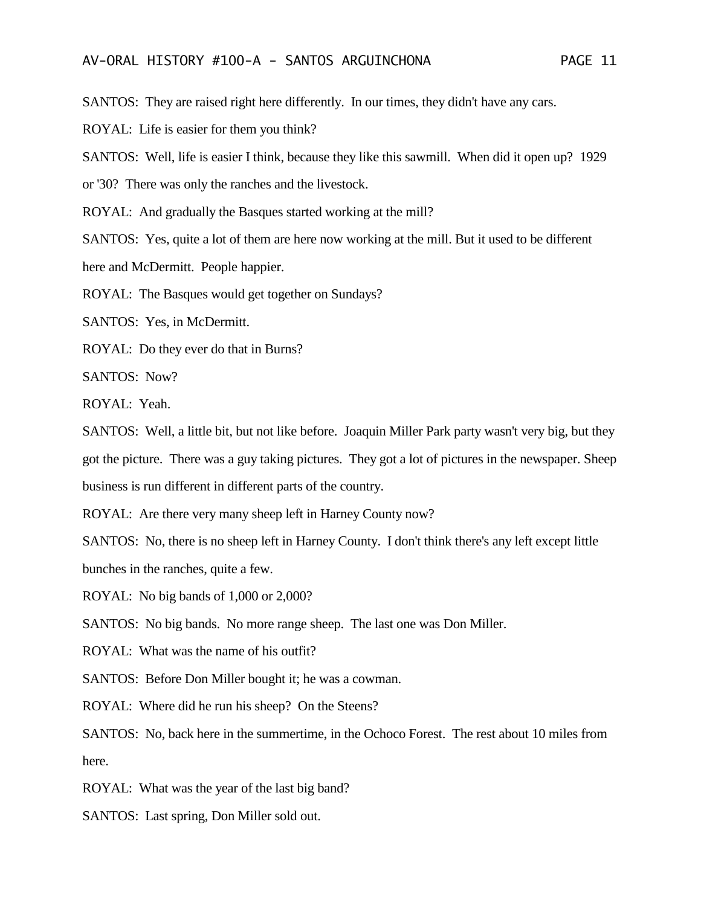SANTOS: They are raised right here differently. In our times, they didn't have any cars.

ROYAL: Life is easier for them you think?

SANTOS: Well, life is easier I think, because they like this sawmill. When did it open up? 1929 or '30? There was only the ranches and the livestock.

ROYAL: And gradually the Basques started working at the mill?

SANTOS: Yes, quite a lot of them are here now working at the mill. But it used to be different here and McDermitt. People happier.

ROYAL: The Basques would get together on Sundays?

SANTOS: Yes, in McDermitt.

ROYAL: Do they ever do that in Burns?

SANTOS: Now?

ROYAL: Yeah.

SANTOS: Well, a little bit, but not like before. Joaquin Miller Park party wasn't very big, but they got the picture. There was a guy taking pictures. They got a lot of pictures in the newspaper. Sheep business is run different in different parts of the country.

ROYAL: Are there very many sheep left in Harney County now?

SANTOS: No, there is no sheep left in Harney County. I don't think there's any left except little bunches in the ranches, quite a few.

ROYAL: No big bands of 1,000 or 2,000?

SANTOS: No big bands. No more range sheep. The last one was Don Miller.

ROYAL: What was the name of his outfit?

SANTOS: Before Don Miller bought it; he was a cowman.

ROYAL: Where did he run his sheep? On the Steens?

SANTOS: No, back here in the summertime, in the Ochoco Forest. The rest about 10 miles from here.

ROYAL: What was the year of the last big band?

SANTOS: Last spring, Don Miller sold out.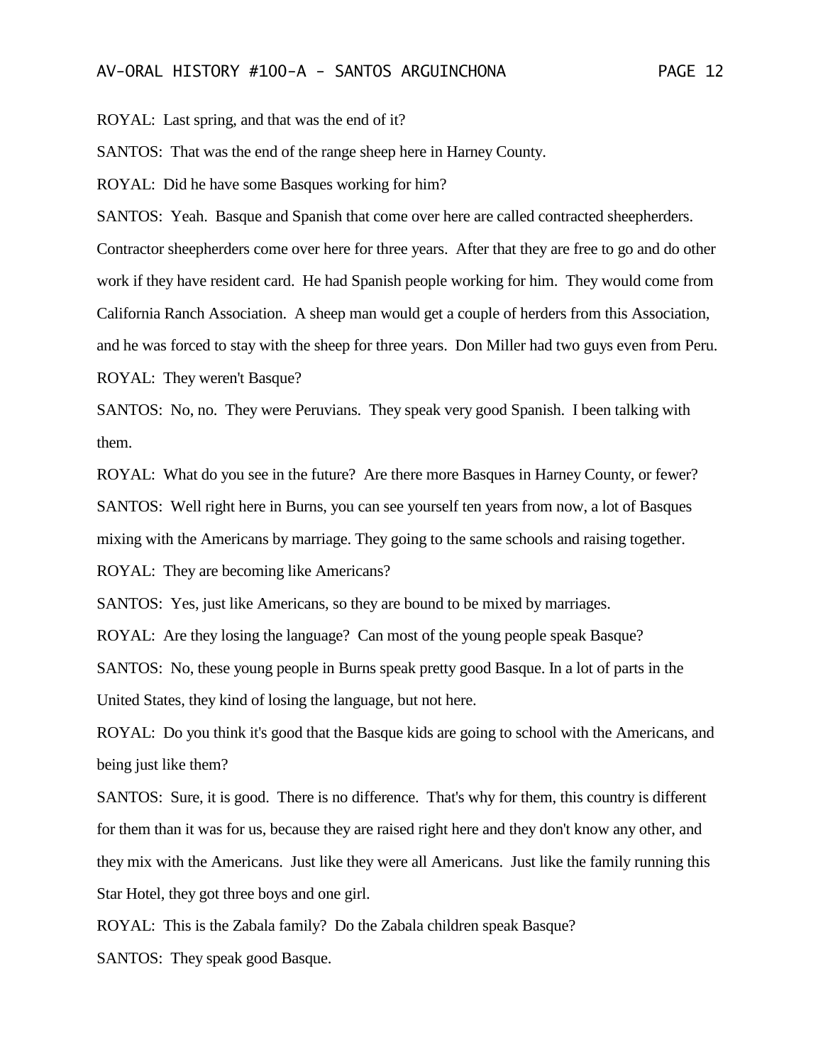ROYAL: Last spring, and that was the end of it?

SANTOS: That was the end of the range sheep here in Harney County.

ROYAL: Did he have some Basques working for him?

SANTOS: Yeah. Basque and Spanish that come over here are called contracted sheepherders. Contractor sheepherders come over here for three years. After that they are free to go and do other work if they have resident card. He had Spanish people working for him. They would come from California Ranch Association. A sheep man would get a couple of herders from this Association, and he was forced to stay with the sheep for three years. Don Miller had two guys even from Peru.

ROYAL: They weren't Basque?

SANTOS: No, no. They were Peruvians. They speak very good Spanish. I been talking with them.

ROYAL: What do you see in the future? Are there more Basques in Harney County, or fewer?

SANTOS: Well right here in Burns, you can see yourself ten years from now, a lot of Basques mixing with the Americans by marriage. They going to the same schools and raising together.

ROYAL: They are becoming like Americans?

SANTOS: Yes, just like Americans, so they are bound to be mixed by marriages.

ROYAL: Are they losing the language? Can most of the young people speak Basque?

SANTOS: No, these young people in Burns speak pretty good Basque. In a lot of parts in the United States, they kind of losing the language, but not here.

ROYAL: Do you think it's good that the Basque kids are going to school with the Americans, and being just like them?

SANTOS: Sure, it is good. There is no difference. That's why for them, this country is different for them than it was for us, because they are raised right here and they don't know any other, and they mix with the Americans. Just like they were all Americans. Just like the family running this Star Hotel, they got three boys and one girl.

ROYAL: This is the Zabala family? Do the Zabala children speak Basque?

SANTOS: They speak good Basque.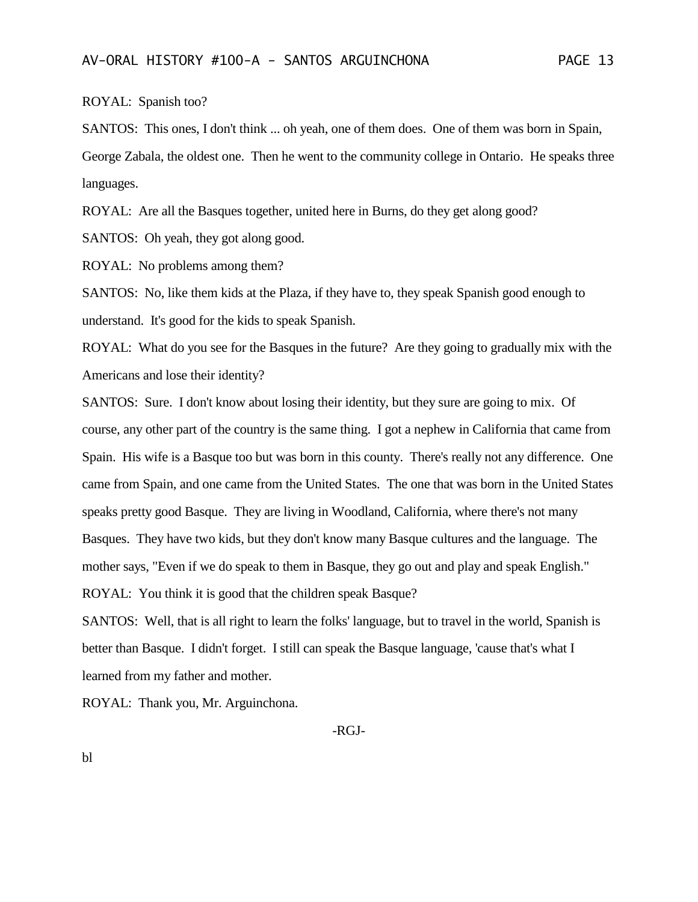ROYAL: Spanish too?

SANTOS: This ones, I don't think ... oh yeah, one of them does. One of them was born in Spain, George Zabala, the oldest one. Then he went to the community college in Ontario. He speaks three languages.

ROYAL: Are all the Basques together, united here in Burns, do they get along good?

SANTOS: Oh yeah, they got along good.

ROYAL: No problems among them?

SANTOS: No, like them kids at the Plaza, if they have to, they speak Spanish good enough to understand. It's good for the kids to speak Spanish.

ROYAL: What do you see for the Basques in the future? Are they going to gradually mix with the Americans and lose their identity?

SANTOS: Sure. I don't know about losing their identity, but they sure are going to mix. Of course, any other part of the country is the same thing. I got a nephew in California that came from Spain. His wife is a Basque too but was born in this county. There's really not any difference. One came from Spain, and one came from the United States. The one that was born in the United States speaks pretty good Basque. They are living in Woodland, California, where there's not many Basques. They have two kids, but they don't know many Basque cultures and the language. The mother says, "Even if we do speak to them in Basque, they go out and play and speak English."

ROYAL: You think it is good that the children speak Basque?

SANTOS: Well, that is all right to learn the folks' language, but to travel in the world, Spanish is better than Basque. I didn't forget. I still can speak the Basque language, 'cause that's what I learned from my father and mother.

ROYAL: Thank you, Mr. Arguinchona.

-RGJ-

bl